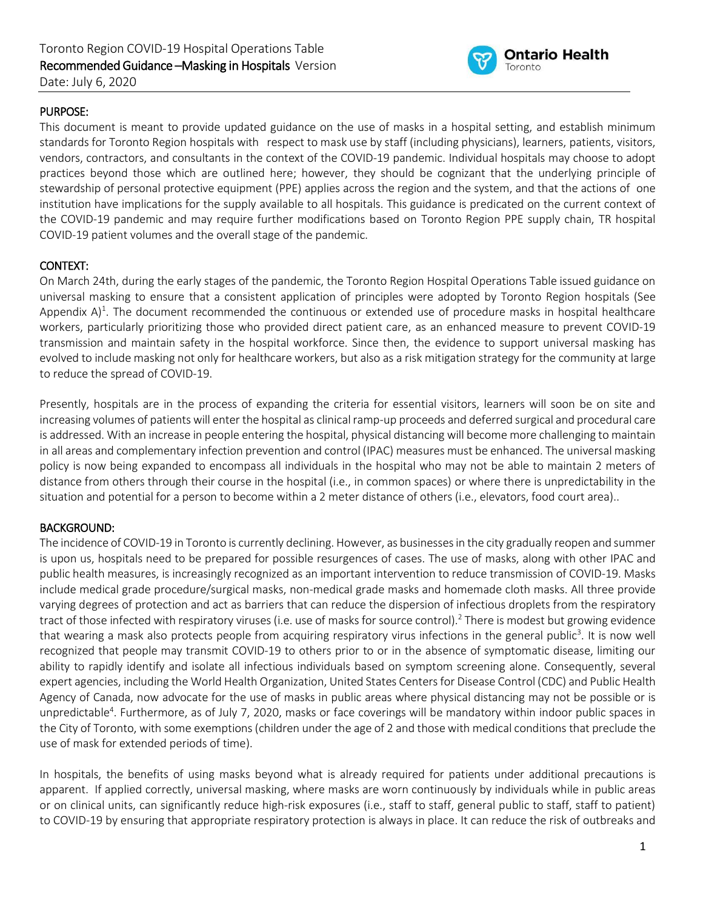Toronto Region COVID-19 Hospital Operations Table

**Recommended Guidance –Masking in Hospitals** Version

Date: July 6, 2020

## PURPOSE:

This document is meant to provide updated guidance on the use of masks in a hospital setting, and establish minimum standards for Toronto Region hospitals with respect to mask use by staff (including physicians), learners, patients, visitors, vendors, contractors, and consultants in the context of the COVID-19 pandemic. Individual hospitals may choose to adopt practices beyond those which are outlined here; however, they should be cognizant that the underlying principle of stewardship of personal protective equipment (PPE) applies across the region and the system, and that the actions of one institution have implications for the supply available to all hospitals. This guidance is predicated on the current context of the COVID-19 pandemic and may require further modifications based on Toronto Region PPE supply chain, TR hospital COVID-19 patient volumes and the overall stage of the pandemic.

## CONTEXT:

On March 24th, during the early stages of the pandemic, the Toronto Region Hospital Operations Table issued guidance on universal masking to ensure that a consistent application of principles were adopted by Toronto Region hospitals (See Appendix A)[1]. The document recommended the continuous or extended use of procedure masks in hospital healthcare workers, particularly prioritizing those who provided direct patient care, as an enhanced measure to prevent COVID-19 transmission and maintain safety in the hospital workforce. Since then, the evidence to support universal masking has evolved to include masking not only for healthcare workers, but also as a risk mitigation strategy for the community at large to reduce the spread of COVID-19.

Presently, hospitals are in the process of expanding the criteria for essential visitors, learners will soon be on site and increasing volumes of patients will enter the hospital as clinical ramp-up proceeds and deferred surgical and procedural care is addressed. With an increase in people entering the hospital, physical distancing will become more challenging to maintain in all areas and complementary infection prevention and control (IPAC) measures must be enhanced. The universal masking policy is now being expanded to encompass all individuals in the hospital who may not be able to maintain 2 meters of distance from others through their course in the hospital (i.e., in common spaces) or where there is unpredictability in the situation and potential for a person to become within a 2 meter distance of others (i.e., elevators, food court area)..

## BACKGROUND:

The incidence of COVID-19 in Toronto is currently declining. However, as businesses in the city gradually reopen and summer is upon us, hospitals need to be prepared for possible resurgences of cases. The use of masks, along with other IPAC and public health measures, is increasingly recognized as an important intervention to reduce transmission of COVID-19. Masks include medical grade procedure/surgical masks, non-medical grade masks and homemade cloth masks. All three provide varying degrees of protection and act as barriers that can reduce the dispersion of infectious droplets from the respiratory tract of those infected with respiratory viruses (i.e. use of masks for source control).[2] There is modest but growing evidence that wearing a mask also protects people from acquiring respiratory virus infections in the general public[3]. It is now well recognized that people may transmit COVID-19 to others prior to or in the absence of symptomatic disease, limiting our ability to rapidly identify and isolate all infectious individuals based on symptom screening alone. Consequently, several expert agencies, including the World Health Organization, United States Centers for Disease Control (CDC) and Public Health Agency of Canada, now advocate for the use of masks in public areas where physical distancing may not be possible or is unpredictable[4]. Furthermore, as of July 7, 2020, masks or face coverings will be mandatory within indoor public spaces in the City of Toronto, with some exemptions (children under the age of 2 and those with medical conditions that preclude the use of mask for extended periods of time).

In hospitals, the benefits of using masks beyond what is already required for patients under additional precautions is apparent. If applied correctly, universal masking, where masks are worn continuously by individuals while in public areas or on clinical units, can significantly reduce high-risk exposures (i.e., staff to staff, general public to staff, staff to patient) to COVID-19 by ensuring that appropriate respiratory protection is always in place. It can reduce the risk of outbreaks and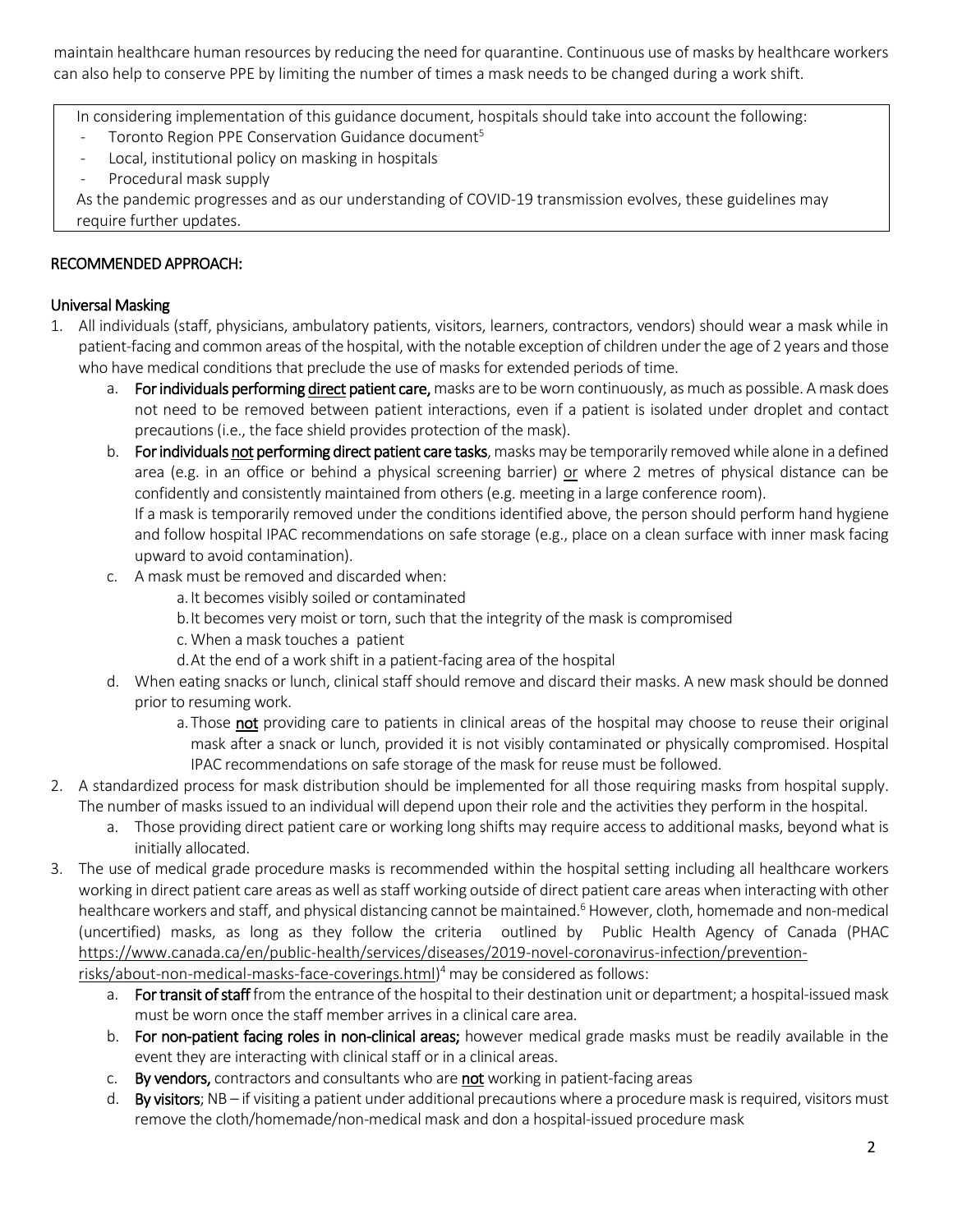maintain healthcare human resources by reducing the need for quarantine. Continuous use of masks by healthcare workers can also help to conserve PPE by limiting the number of times a mask needs to be changed during a work shift.

In considering implementation of this guidance document, hospitals should take into account the following:
- Toronto Region PPE Conservation Guidance document[5]
- Local, institutional policy on masking in hospitals
- Procedural mask supply

As the pandemic progresses and as our understanding of COVID-19 transmission evolves, these guidelines may require further updates.

## RECOMMENDED APPROACH:

### Universal Masking

1. All individuals (staff, physicians, ambulatory patients, visitors, learners, contractors, vendors) should wear a mask while in patient-facing and common areas of the hospital, with the notable exception of children under the age of 2 years and those who have medical conditions that preclude the use of masks for extended periods of time.
   a. **For individuals performing direct patient care,** masks are to be worn continuously, as much as possible. A mask does not need to be removed between patient interactions, even if a patient is isolated under droplet and contact precautions (i.e., the face shield provides protection of the mask).
   b. **For individuals not performing direct patient care tasks**, masks may be temporarily removed while alone in a defined area (e.g. in an office or behind a physical screening barrier) or where 2 metres of physical distance can be confidently and consistently maintained from others (e.g. meeting in a large conference room).
   If a mask is temporarily removed under the conditions identified above, the person should perform hand hygiene and follow hospital IPAC recommendations on safe storage (e.g., place on a clean surface with inner mask facing upward to avoid contamination).
   c. A mask must be removed and discarded when:
      a. It becomes visibly soiled or contaminated
      b. It becomes very moist or torn, such that the integrity of the mask is compromised
      c. When a mask touches a patient
      d. At the end of a work shift in a patient-facing area of the hospital
   d. When eating snacks or lunch, clinical staff should remove and discard their masks. A new mask should be donned prior to resuming work.
      a. Those **not** providing care to patients in clinical areas of the hospital may choose to reuse their original mask after a snack or lunch, provided it is not visibly contaminated or physically compromised. Hospital IPAC recommendations on safe storage of the mask for reuse must be followed.
2. A standardized process for mask distribution should be implemented for all those requiring masks from hospital supply. The number of masks issued to an individual will depend upon their role and the activities they perform in the hospital.
   a. Those providing direct patient care or working long shifts may require access to additional masks, beyond what is initially allocated.
3. The use of medical grade procedure masks is recommended within the hospital setting including all healthcare workers working in direct patient care areas as well as staff working outside of direct patient care areas when interacting with other healthcare workers and staff, and physical distancing cannot be maintained.[6] However, cloth, homemade and non-medical (uncertified) masks, as long as they follow the criteria outlined by Public Health Agency of Canada (PHAC https://www.canada.ca/en/public-health/services/diseases/2019-novel-coronavirus-infection/prevention-risks/about-non-medical-masks-face-coverings.html)[4] may be considered as follows:
   a. **For transit of staff** from the entrance of the hospital to their destination unit or department; a hospital-issued mask must be worn once the staff member arrives in a clinical care area.
   b. **For non-patient facing roles in non-clinical areas;** however medical grade masks must be readily available in the event they are interacting with clinical staff or in a clinical areas.
   c. **By vendors,** contractors and consultants who are **not** working in patient-facing areas
   d. **By visitors**; NB – if visiting a patient under additional precautions where a procedure mask is required, visitors must remove the cloth/homemade/non-medical mask and don a hospital-issued procedure mask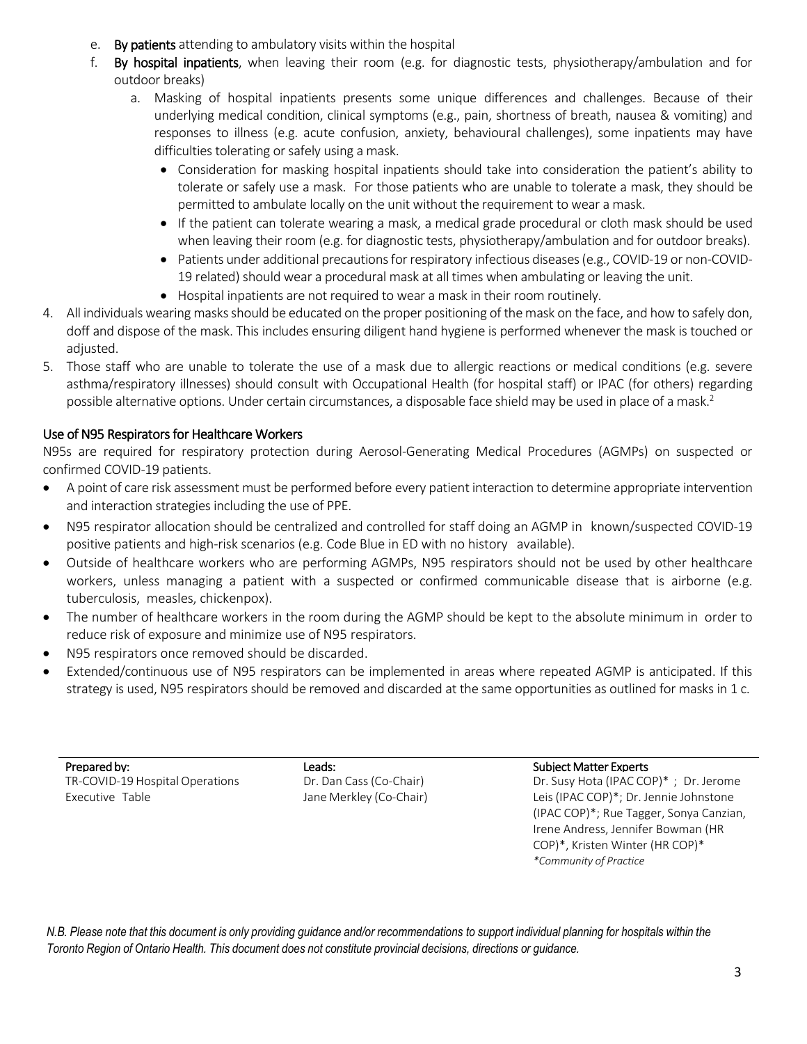e. **By patients** attending to ambulatory visits within the hospital
f. **By hospital inpatients**, when leaving their room (e.g. for diagnostic tests, physiotherapy/ambulation and for outdoor breaks)
   a. Masking of hospital inpatients presents some unique differences and challenges. Because of their underlying medical condition, clinical symptoms (e.g., pain, shortness of breath, nausea & vomiting) and responses to illness (e.g. acute confusion, anxiety, behavioural challenges), some inpatients may have difficulties tolerating or safely using a mask.
      - Consideration for masking hospital inpatients should take into consideration the patient's ability to tolerate or safely use a mask. For those patients who are unable to tolerate a mask, they should be permitted to ambulate locally on the unit without the requirement to wear a mask.
      - If the patient can tolerate wearing a mask, a medical grade procedural or cloth mask should be used when leaving their room (e.g. for diagnostic tests, physiotherapy/ambulation and for outdoor breaks).
      - Patients under additional precautions for respiratory infectious diseases (e.g., COVID-19 or non-COVID-19 related) should wear a procedural mask at all times when ambulating or leaving the unit.
      - Hospital inpatients are not required to wear a mask in their room routinely.

4. All individuals wearing masks should be educated on the proper positioning of the mask on the face, and how to safely don, doff and dispose of the mask. This includes ensuring diligent hand hygiene is performed whenever the mask is touched or adjusted.
5. Those staff who are unable to tolerate the use of a mask due to allergic reactions or medical conditions (e.g. severe asthma/respiratory illnesses) should consult with Occupational Health (for hospital staff) or IPAC (for others) regarding possible alternative options. Under certain circumstances, a disposable face shield may be used in place of a mask.[2]

## Use of N95 Respirators for Healthcare Workers

N95s are required for respiratory protection during Aerosol-Generating Medical Procedures (AGMPs) on suspected or confirmed COVID-19 patients.

- A point of care risk assessment must be performed before every patient interaction to determine appropriate intervention and interaction strategies including the use of PPE.
- N95 respirator allocation should be centralized and controlled for staff doing an AGMP in known/suspected COVID-19 positive patients and high-risk scenarios (e.g. Code Blue in ED with no history available).
- Outside of healthcare workers who are performing AGMPs, N95 respirators should not be used by other healthcare workers, unless managing a patient with a suspected or confirmed communicable disease that is airborne (e.g. tuberculosis, measles, chickenpox).
- The number of healthcare workers in the room during the AGMP should be kept to the absolute minimum in order to reduce risk of exposure and minimize use of N95 respirators.
- N95 respirators once removed should be discarded.
- Extended/continuous use of N95 respirators can be implemented in areas where repeated AGMP is anticipated. If this strategy is used, N95 respirators should be removed and discarded at the same opportunities as outlined for masks in 1 c.

| Prepared by: | Leads: | Subject Matter Experts |
|---|---|---|
| TR-COVID-19 Hospital Operations Executive Table | Dr. Dan Cass (Co-Chair)<br>Jane Merkley (Co-Chair) | Dr. Susy Hota (IPAC COP)* ; Dr. Jerome Leis (IPAC COP)*; Dr. Jennie Johnstone (IPAC COP)*; Rue Tagger, Sonya Canzian, Irene Andress, Jennifer Bowman (HR COP)*, Kristen Winter (HR COP)*<br>*\*Community of Practice* |

*N.B. Please note that this document is only providing guidance and/or recommendations to support individual planning for hospitals within the Toronto Region of Ontario Health. This document does not constitute provincial decisions, directions or guidance.*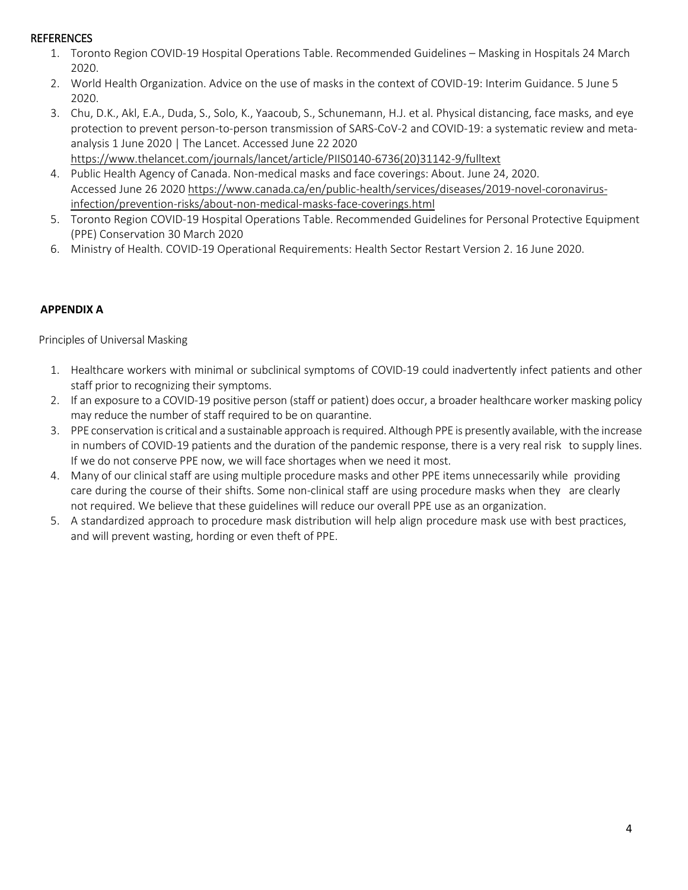## REFERENCES

1. Toronto Region COVID-19 Hospital Operations Table. Recommended Guidelines – Masking in Hospitals 24 March 2020.
2. World Health Organization. Advice on the use of masks in the context of COVID-19: Interim Guidance. 5 June 5 2020.
3. Chu, D.K., Akl, E.A., Duda, S., Solo, K., Yaacoub, S., Schunemann, H.J. et al. Physical distancing, face masks, and eye protection to prevent person-to-person transmission of SARS-CoV-2 and COVID-19: a systematic review and meta-analysis 1 June 2020 | The Lancet. Accessed June 22 2020 https://www.thelancet.com/journals/lancet/article/PIIS0140-6736(20)31142-9/fulltext
4. Public Health Agency of Canada. Non-medical masks and face coverings: About. June 24, 2020. Accessed June 26 2020 https://www.canada.ca/en/public-health/services/diseases/2019-novel-coronavirus-infection/prevention-risks/about-non-medical-masks-face-coverings.html
5. Toronto Region COVID-19 Hospital Operations Table. Recommended Guidelines for Personal Protective Equipment (PPE) Conservation 30 March 2020
6. Ministry of Health. COVID-19 Operational Requirements: Health Sector Restart Version 2. 16 June 2020.

## APPENDIX A

Principles of Universal Masking

1. Healthcare workers with minimal or subclinical symptoms of COVID-19 could inadvertently infect patients and other staff prior to recognizing their symptoms.
2. If an exposure to a COVID-19 positive person (staff or patient) does occur, a broader healthcare worker masking policy may reduce the number of staff required to be on quarantine.
3. PPE conservation is critical and a sustainable approach is required. Although PPE is presently available, with the increase in numbers of COVID-19 patients and the duration of the pandemic response, there is a very real risk to supply lines. If we do not conserve PPE now, we will face shortages when we need it most.
4. Many of our clinical staff are using multiple procedure masks and other PPE items unnecessarily while providing care during the course of their shifts. Some non-clinical staff are using procedure masks when they are clearly not required. We believe that these guidelines will reduce our overall PPE use as an organization.
5. A standardized approach to procedure mask distribution will help align procedure mask use with best practices, and will prevent wasting, hording or even theft of PPE.